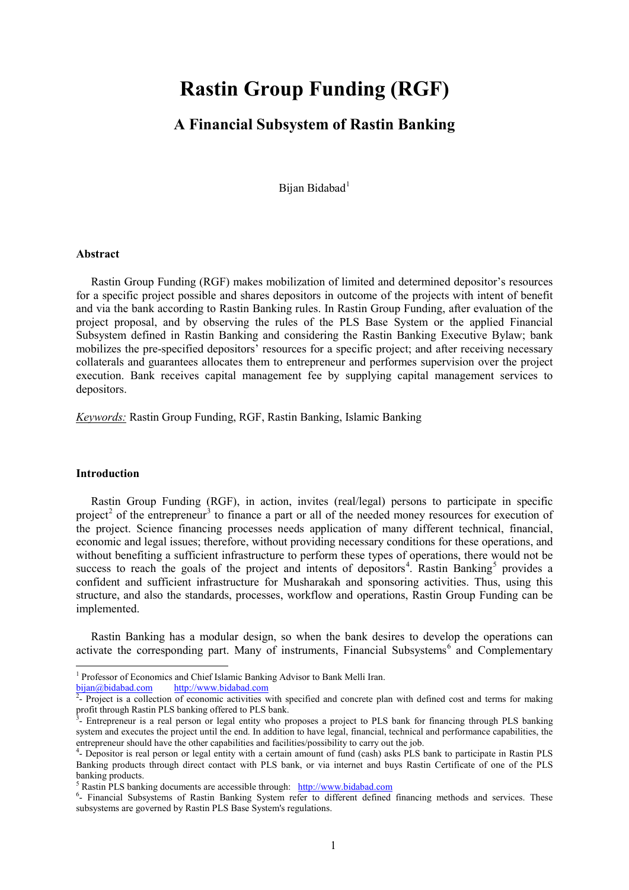# Rastin Group Funding (RGF)

## A Financial Subsystem of Rastin Banking

Bijan Bidabad[1]

### Abstract

Rastin Group Funding (RGF) makes mobilization of limited and determined depositor's resources for a specific project possible and shares depositors in outcome of the projects with intent of benefit and via the bank according to Rastin Banking rules. In Rastin Group Funding, after evaluation of the project proposal, and by observing the rules of the PLS Base System or the applied Financial Subsystem defined in Rastin Banking and considering the Rastin Banking Executive Bylaw; bank mobilizes the pre-specified depositors' resources for a specific project; and after receiving necessary collaterals and guarantees allocates them to entrepreneur and performes supervision over the project execution. Bank receives capital management fee by supplying capital management services to depositors.

*Keywords:* Rastin Group Funding, RGF, Rastin Banking, Islamic Banking

### Introduction

Rastin Group Funding (RGF), in action, invites (real/legal) persons to participate in specific project[2] of the entrepreneur[3] to finance a part or all of the needed money resources for execution of the project. Science financing processes needs application of many different technical, financial, economic and legal issues; therefore, without providing necessary conditions for these operations, and without benefiting a sufficient infrastructure to perform these types of operations, there would not be success to reach the goals of the project and intents of depositors[4]. Rastin Banking[5] provides a confident and sufficient infrastructure for Musharakah and sponsoring activities. Thus, using this structure, and also the standards, processes, workflow and operations, Rastin Group Funding can be implemented.

Rastin Banking has a modular design, so when the bank desires to develop the operations can activate the corresponding part. Many of instruments, Financial Subsystems[6] and Complementary

---

[1] Professor of Economics and Chief Islamic Banking Advisor to Bank Melli Iran.
bijan@bidabad.com http://www.bidabad.com

[2]- Project is a collection of economic activities with specified and concrete plan with defined cost and terms for making profit through Rastin PLS banking offered to PLS bank.

[3]- Entrepreneur is a real person or legal entity who proposes a project to PLS bank for financing through PLS banking system and executes the project until the end. In addition to have legal, financial, technical and performance capabilities, the entrepreneur should have the other capabilities and facilities/possibility to carry out the job.

[4]- Depositor is real person or legal entity with a certain amount of fund (cash) asks PLS bank to participate in Rastin PLS Banking products through direct contact with PLS bank, or via internet and buys Rastin Certificate of one of the PLS banking products.

[5] Rastin PLS banking documents are accessible through: http://www.bidabad.com

[6]- Financial Subsystems of Rastin Banking System refer to different defined financing methods and services. These subsystems are governed by Rastin PLS Base System's regulations.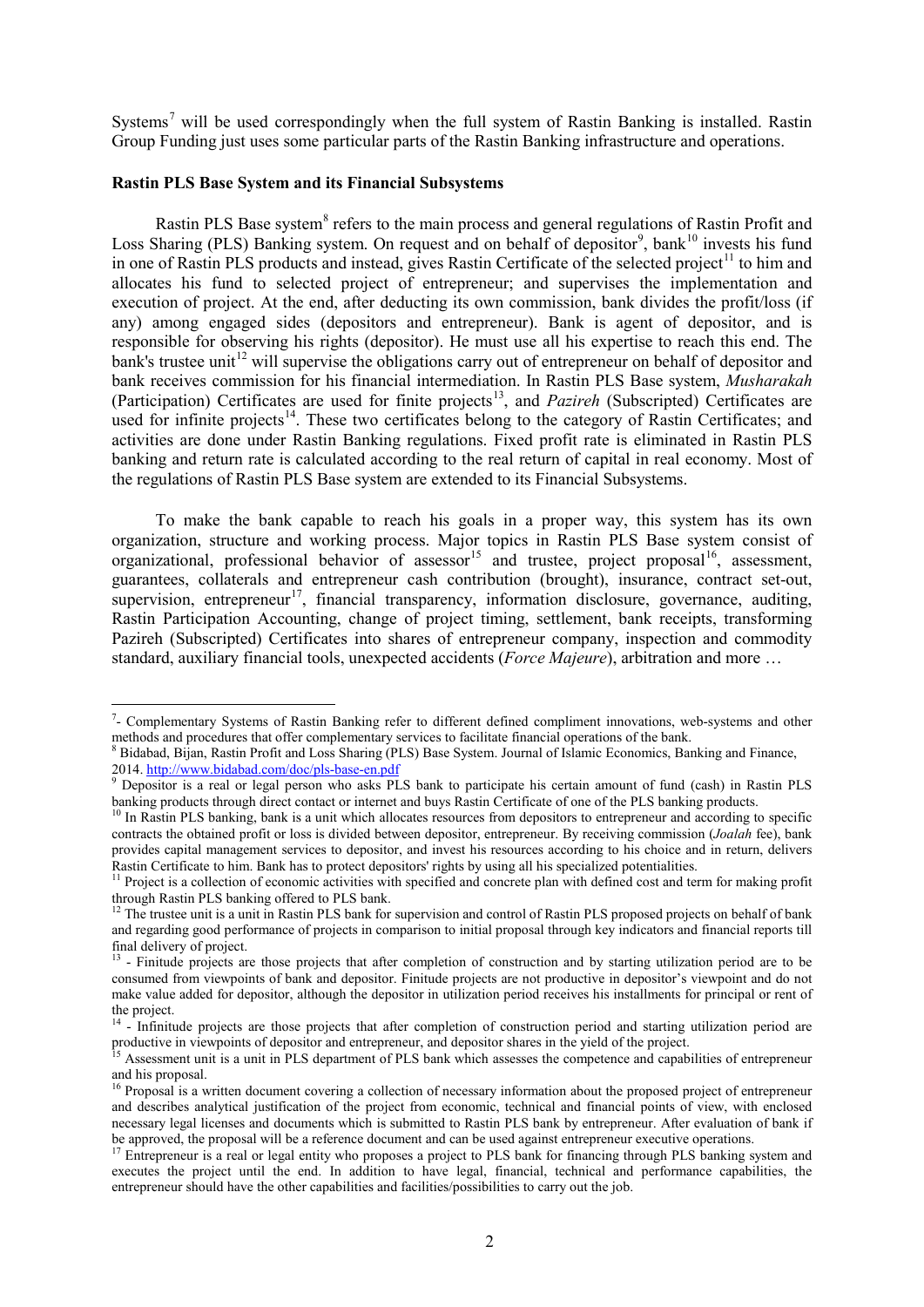Systems[7] will be used correspondingly when the full system of Rastin Banking is installed. Rastin Group Funding just uses some particular parts of the Rastin Banking infrastructure and operations.

**Rastin PLS Base System and its Financial Subsystems**

Rastin PLS Base system[8] refers to the main process and general regulations of Rastin Profit and Loss Sharing (PLS) Banking system. On request and on behalf of depositor[9], bank[10] invests his fund in one of Rastin PLS products and instead, gives Rastin Certificate of the selected project[11] to him and allocates his fund to selected project of entrepreneur; and supervises the implementation and execution of project. At the end, after deducting its own commission, bank divides the profit/loss (if any) among engaged sides (depositors and entrepreneur). Bank is agent of depositor, and is responsible for observing his rights (depositor). He must use all his expertise to reach this end. The bank's trustee unit[12] will supervise the obligations carry out of entrepreneur on behalf of depositor and bank receives commission for his financial intermediation. In Rastin PLS Base system, *Musharakah* (Participation) Certificates are used for finite projects[13], and *Pazireh* (Subscripted) Certificates are used for infinite projects[14]. These two certificates belong to the category of Rastin Certificates; and activities are done under Rastin Banking regulations. Fixed profit rate is eliminated in Rastin PLS banking and return rate is calculated according to the real return of capital in real economy. Most of the regulations of Rastin PLS Base system are extended to its Financial Subsystems.

To make the bank capable to reach his goals in a proper way, this system has its own organization, structure and working process. Major topics in Rastin PLS Base system consist of organizational, professional behavior of assessor[15] and trustee, project proposal[16], assessment, guarantees, collaterals and entrepreneur cash contribution (brought), insurance, contract set-out, supervision, entrepreneur[17], financial transparency, information disclosure, governance, auditing, Rastin Participation Accounting, change of project timing, settlement, bank receipts, transforming Pazireh (Subscripted) Certificates into shares of entrepreneur company, inspection and commodity standard, auxiliary financial tools, unexpected accidents (*Force Majeure*), arbitration and more …

---

[7]- Complementary Systems of Rastin Banking refer to different defined compliment innovations, web-systems and other methods and procedures that offer complementary services to facilitate financial operations of the bank.

[8] Bidabad, Bijan, Rastin Profit and Loss Sharing (PLS) Base System. Journal of Islamic Economics, Banking and Finance, 2014. http://www.bidabad.com/doc/pls-base-en.pdf

[9] Depositor is a real or legal person who asks PLS bank to participate his certain amount of fund (cash) in Rastin PLS banking products through direct contact or internet and buys Rastin Certificate of one of the PLS banking products.

[10] In Rastin PLS banking, bank is a unit which allocates resources from depositors to entrepreneur and according to specific contracts the obtained profit or loss is divided between depositor, entrepreneur. By receiving commission (*Joalah* fee), bank provides capital management services to depositor, and invest his resources according to his choice and in return, delivers Rastin Certificate to him. Bank has to protect depositors' rights by using all his specialized potentialities.

[11] Project is a collection of economic activities with specified and concrete plan with defined cost and term for making profit through Rastin PLS banking offered to PLS bank.

[12] The trustee unit is a unit in Rastin PLS bank for supervision and control of Rastin PLS proposed projects on behalf of bank and regarding good performance of projects in comparison to initial proposal through key indicators and financial reports till final delivery of project.

[13] - Finitude projects are those projects that after completion of construction and by starting utilization period are to be consumed from viewpoints of bank and depositor. Finitude projects are not productive in depositor's viewpoint and do not make value added for depositor, although the depositor in utilization period receives his installments for principal or rent of the project.

[14] - Infinitude projects are those projects that after completion of construction period and starting utilization period are productive in viewpoints of depositor and entrepreneur, and depositor shares in the yield of the project.

[15] Assessment unit is a unit in PLS department of PLS bank which assesses the competence and capabilities of entrepreneur and his proposal.

[16] Proposal is a written document covering a collection of necessary information about the proposed project of entrepreneur and describes analytical justification of the project from economic, technical and financial points of view, with enclosed necessary legal licenses and documents which is submitted to Rastin PLS bank by entrepreneur. After evaluation of bank if be approved, the proposal will be a reference document and can be used against entrepreneur executive operations.

[17] Entrepreneur is a real or legal entity who proposes a project to PLS bank for financing through PLS banking system and executes the project until the end. In addition to have legal, financial, technical and performance capabilities, the entrepreneur should have the other capabilities and facilities/possibilities to carry out the job.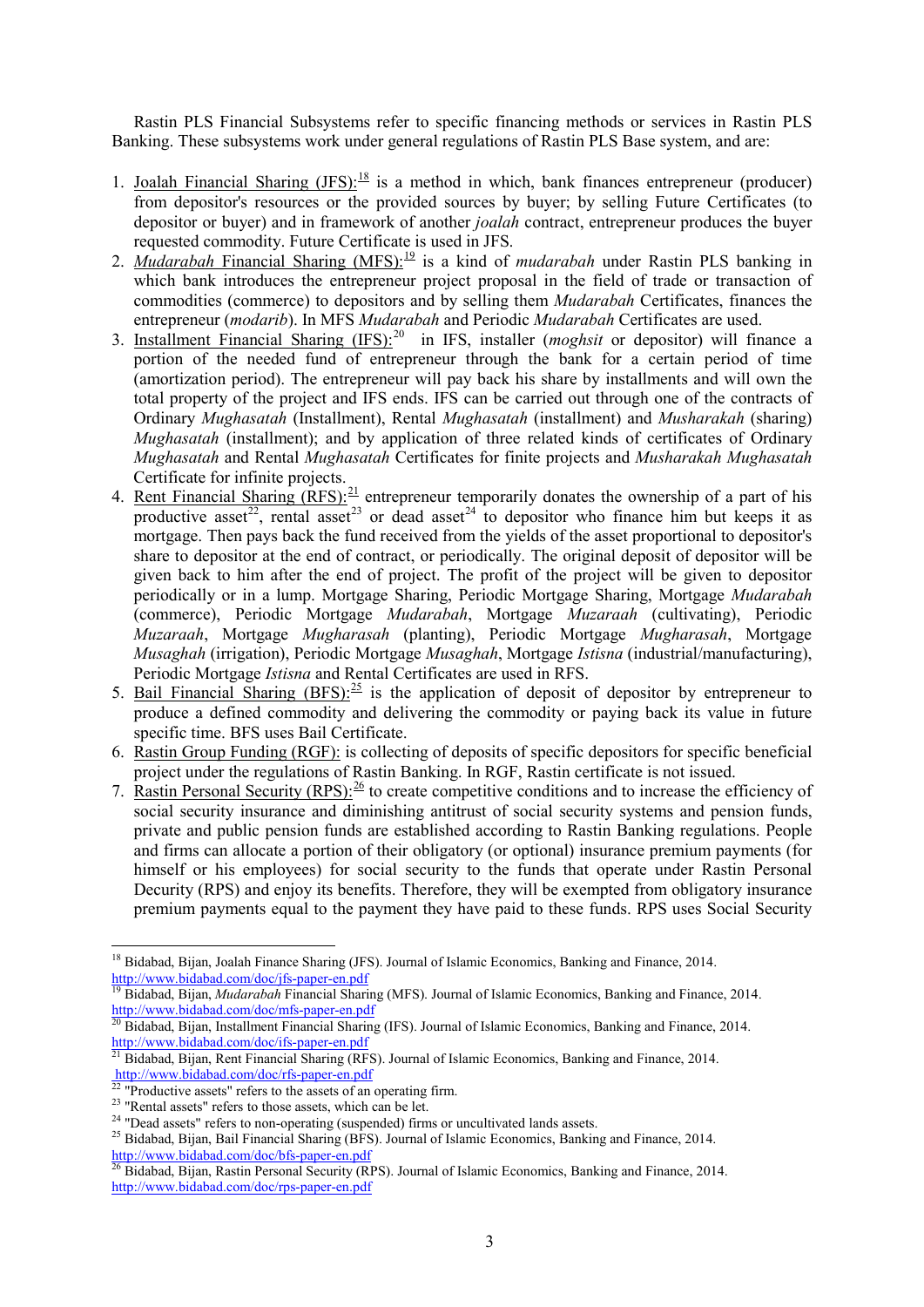Rastin PLS Financial Subsystems refer to specific financing methods or services in Rastin PLS Banking. These subsystems work under general regulations of Rastin PLS Base system, and are:

1. Joalah Financial Sharing (JFS):[18] is a method in which, bank finances entrepreneur (producer) from depositor's resources or the provided sources by buyer; by selling Future Certificates (to depositor or buyer) and in framework of another *joalah* contract, entrepreneur produces the buyer requested commodity. Future Certificate is used in JFS.
2. *Mudarabah* Financial Sharing (MFS):[19] is a kind of *mudarabah* under Rastin PLS banking in which bank introduces the entrepreneur project proposal in the field of trade or transaction of commodities (commerce) to depositors and by selling them *Mudarabah* Certificates, finances the entrepreneur (*modarib*). In MFS *Mudarabah* and Periodic *Mudarabah* Certificates are used.
3. Installment Financial Sharing (IFS):[20] in IFS, installer (*moghsit* or depositor) will finance a portion of the needed fund of entrepreneur through the bank for a certain period of time (amortization period). The entrepreneur will pay back his share by installments and will own the total property of the project and IFS ends. IFS can be carried out through one of the contracts of Ordinary *Mughasatah* (Installment), Rental *Mughasatah* (installment) and *Musharakah* (sharing) *Mughasatah* (installment); and by application of three related kinds of certificates of Ordinary *Mughasatah* and Rental *Mughasatah* Certificates for finite projects and *Musharakah Mughasatah* Certificate for infinite projects.
4. Rent Financial Sharing (RFS):[21] entrepreneur temporarily donates the ownership of a part of his productive asset[22], rental asset[23] or dead asset[24] to depositor who finance him but keeps it as mortgage. Then pays back the fund received from the yields of the asset proportional to depositor's share to depositor at the end of contract, or periodically. The original deposit of depositor will be given back to him after the end of project. The profit of the project will be given to depositor periodically or in a lump. Mortgage Sharing, Periodic Mortgage Sharing, Mortgage *Mudarabah* (commerce), Periodic Mortgage *Mudarabah*, Mortgage *Muzaraah* (cultivating), Periodic *Muzaraah*, Mortgage *Mugharasah* (planting), Periodic Mortgage *Mugharasah*, Mortgage *Musaghah* (irrigation), Periodic Mortgage *Musaghah*, Mortgage *Istisna* (industrial/manufacturing), Periodic Mortgage *Istisna* and Rental Certificates are used in RFS.
5. Bail Financial Sharing (BFS):[25] is the application of deposit of depositor by entrepreneur to produce a defined commodity and delivering the commodity or paying back its value in future specific time. BFS uses Bail Certificate.
6. Rastin Group Funding (RGF): is collecting of deposits of specific depositors for specific beneficial project under the regulations of Rastin Banking. In RGF, Rastin certificate is not issued.
7. Rastin Personal Security (RPS):[26] to create competitive conditions and to increase the efficiency of social security insurance and diminishing antitrust of social security systems and pension funds, private and public pension funds are established according to Rastin Banking regulations. People and firms can allocate a portion of their obligatory (or optional) insurance premium payments (for himself or his employees) for social security to the funds that operate under Rastin Personal Decurity (RPS) and enjoy its benefits. Therefore, they will be exempted from obligatory insurance premium payments equal to the payment they have paid to these funds. RPS uses Social Security

---

[18] Bidabad, Bijan, Joalah Finance Sharing (JFS). Journal of Islamic Economics, Banking and Finance, 2014. http://www.bidabad.com/doc/jfs-paper-en.pdf

[19] Bidabad, Bijan, *Mudarabah* Financial Sharing (MFS). Journal of Islamic Economics, Banking and Finance, 2014. http://www.bidabad.com/doc/mfs-paper-en.pdf

[20] Bidabad, Bijan, Installment Financial Sharing (IFS). Journal of Islamic Economics, Banking and Finance, 2014. http://www.bidabad.com/doc/ifs-paper-en.pdf

[21] Bidabad, Bijan, Rent Financial Sharing (RFS). Journal of Islamic Economics, Banking and Finance, 2014. http://www.bidabad.com/doc/rfs-paper-en.pdf

[22] "Productive assets" refers to the assets of an operating firm.

[23] "Rental assets" refers to those assets, which can be let.

[24] "Dead assets" refers to non-operating (suspended) firms or uncultivated lands assets.

[25] Bidabad, Bijan, Bail Financial Sharing (BFS). Journal of Islamic Economics, Banking and Finance, 2014. http://www.bidabad.com/doc/bfs-paper-en.pdf

[26] Bidabad, Bijan, Rastin Personal Security (RPS). Journal of Islamic Economics, Banking and Finance, 2014. http://www.bidabad.com/doc/rps-paper-en.pdf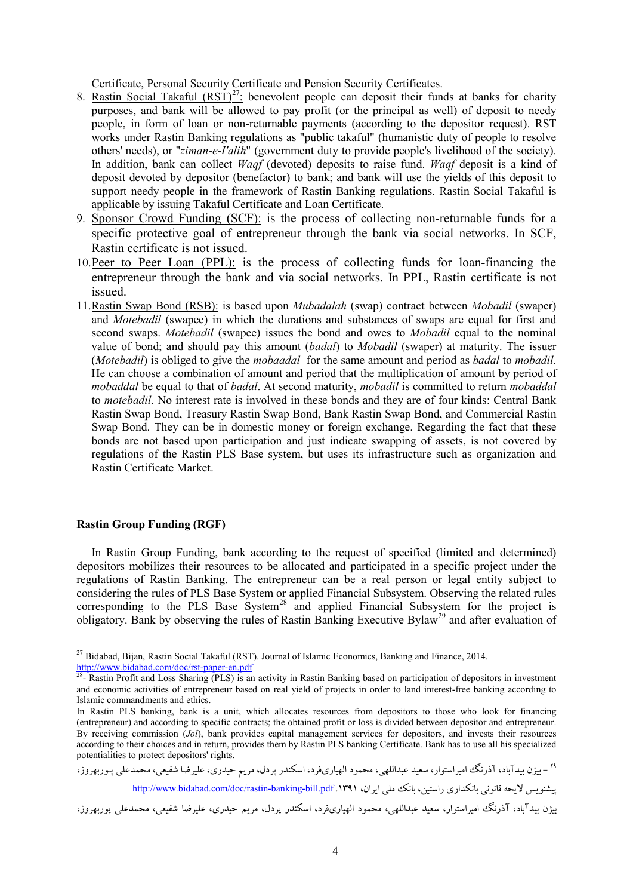Certificate, Personal Security Certificate and Pension Security Certificates.

8. Rastin Social Takaful (RST)[27]: benevolent people can deposit their funds at banks for charity purposes, and bank will be allowed to pay profit (or the principal as well) of deposit to needy people, in form of loan or non-returnable payments (according to the depositor request). RST works under Rastin Banking regulations as "public takaful" (humanistic duty of people to resolve others' needs), or "*ziman-e-I'alih*" (government duty to provide people's livelihood of the society). In addition, bank can collect *Waqf* (devoted) deposits to raise fund. *Waqf* deposit is a kind of deposit devoted by depositor (benefactor) to bank; and bank will use the yields of this deposit to support needy people in the framework of Rastin Banking regulations. Rastin Social Takaful is applicable by issuing Takaful Certificate and Loan Certificate.
9. Sponsor Crowd Funding (SCF): is the process of collecting non-returnable funds for a specific protective goal of entrepreneur through the bank via social networks. In SCF, Rastin certificate is not issued.
10. Peer to Peer Loan (PPL): is the process of collecting funds for loan-financing the entrepreneur through the bank and via social networks. In PPL, Rastin certificate is not issued.
11. Rastin Swap Bond (RSB): is based upon *Mubadalah* (swap) contract between *Mobadil* (swaper) and *Motebadil* (swapee) in which the durations and substances of swaps are equal for first and second swaps. *Motebadil* (swapee) issues the bond and owes to *Mobadil* equal to the nominal value of bond; and should pay this amount (*badal*) to *Mobadil* (swaper) at maturity. The issuer (*Motebadil*) is obliged to give the *mobaadal* for the same amount and period as *badal* to *mobadil*. He can choose a combination of amount and period that the multiplication of amount by period of *mobaddal* be equal to that of *badal*. At second maturity, *mobadil* is committed to return *mobaddal* to *motebadil*. No interest rate is involved in these bonds and they are of four kinds: Central Bank Rastin Swap Bond, Treasury Rastin Swap Bond, Bank Rastin Swap Bond, and Commercial Rastin Swap Bond. They can be in domestic money or foreign exchange. Regarding the fact that these bonds are not based upon participation and just indicate swapping of assets, is not covered by regulations of the Rastin PLS Base system, but uses its infrastructure such as organization and Rastin Certificate Market.

## Rastin Group Funding (RGF)

In Rastin Group Funding, bank according to the request of specified (limited and determined) depositors mobilizes their resources to be allocated and participated in a specific project under the regulations of Rastin Banking. The entrepreneur can be a real person or legal entity subject to considering the rules of PLS Base System or applied Financial Subsystem. Observing the related rules corresponding to the PLS Base System[28] and applied Financial Subsystem for the project is obligatory. Bank by observing the rules of Rastin Banking Executive Bylaw[29] and after evaluation of

---

[27] Bidabad, Bijan, Rastin Social Takaful (RST). Journal of Islamic Economics, Banking and Finance, 2014. http://www.bidabad.com/doc/rst-paper-en.pdf

[28] - Rastin Profit and Loss Sharing (PLS) is an activity in Rastin Banking based on participation of depositors in investment and economic activities of entrepreneur based on real yield of projects in order to land interest-free banking according to Islamic commandments and ethics.

In Rastin PLS banking, bank is a unit, which allocates resources from depositors to those who look for financing (entrepreneur) and according to specific contracts; the obtained profit or loss is divided between depositor and entrepreneur. By receiving commission (*Jol*), bank provides capital management services for depositors, and invests their resources according to their choices and in return, provides them by Rastin PLS banking Certificate. Bank has to use all his specialized potentialities to protect depositors' rights.

[29] – بیژن بیدآباد، آذرنگ امیراستوار، سعید عبداللهی، محمود الهیاری‌فرد، اسکندر پردل، مریم حیدری، علیرضا شفیعی، محمدعلی پوربهروز، پیشنویس لایحه قانونی بانکداری راستین، بانک ملی ایران، ۱۳۹۱. http://www.bidabad.com/doc/rastin-banking-bill.pdf

بیژن بیدآباد، آذرنگ امیراستوار، سعید عبداللهی، محمود الهیاری‌فرد، اسکندر پردل، مریم حیدری، علیرضا شفیعی، محمدعلی پوربهروز،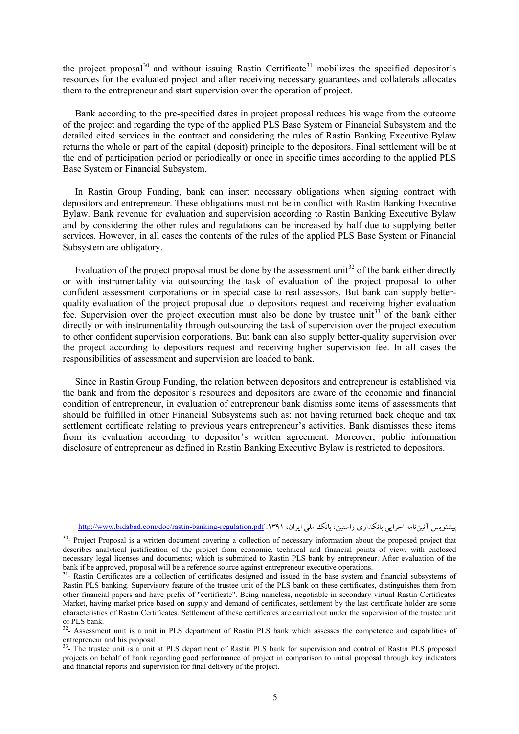the project proposal[30] and without issuing Rastin Certificate[31] mobilizes the specified depositor's resources for the evaluated project and after receiving necessary guarantees and collaterals allocates them to the entrepreneur and start supervision over the operation of project.

Bank according to the pre-specified dates in project proposal reduces his wage from the outcome of the project and regarding the type of the applied PLS Base System or Financial Subsystem and the detailed cited services in the contract and considering the rules of Rastin Banking Executive Bylaw returns the whole or part of the capital (deposit) principle to the depositors. Final settlement will be at the end of participation period or periodically or once in specific times according to the applied PLS Base System or Financial Subsystem.

In Rastin Group Funding, bank can insert necessary obligations when signing contract with depositors and entrepreneur. These obligations must not be in conflict with Rastin Banking Executive Bylaw. Bank revenue for evaluation and supervision according to Rastin Banking Executive Bylaw and by considering the other rules and regulations can be increased by half due to supplying better services. However, in all cases the contents of the rules of the applied PLS Base System or Financial Subsystem are obligatory.

Evaluation of the project proposal must be done by the assessment unit[32] of the bank either directly or with instrumentality via outsourcing the task of evaluation of the project proposal to other confident assessment corporations or in special case to real assessors. But bank can supply better-quality evaluation of the project proposal due to depositors request and receiving higher evaluation fee. Supervision over the project execution must also be done by trustee unit[33] of the bank either directly or with instrumentality through outsourcing the task of supervision over the project execution to other confident supervision corporations. But bank can also supply better-quality supervision over the project according to depositors request and receiving higher supervision fee. In all cases the responsibilities of assessment and supervision are loaded to bank.

Since in Rastin Group Funding, the relation between depositors and entrepreneur is established via the bank and from the depositor's resources and depositors are aware of the economic and financial condition of entrepreneur, in evaluation of entrepreneur bank dismiss some items of assessments that should be fulfilled in other Financial Subsystems such as: not having returned back cheque and tax settlement certificate relating to previous years entrepreneur's activities. Bank dismisses these items from its evaluation according to depositor's written agreement. Moreover, public information disclosure of entrepreneur as defined in Rastin Banking Executive Bylaw is restricted to depositors.

---

پیشنویس آئین‌نامه اجرایی بانکداری راستین، بانک ملی ایران، ۱۳۹۱. http://www.bidabad.com/doc/rastin-banking-regulation.pdf

[30]- Project Proposal is a written document covering a collection of necessary information about the proposed project that describes analytical justification of the project from economic, technical and financial points of view, with enclosed necessary legal licenses and documents; which is submitted to Rastin PLS bank by entrepreneur. After evaluation of the bank if be approved, proposal will be a reference source against entrepreneur executive operations.

[31]- Rastin Certificates are a collection of certificates designed and issued in the base system and financial subsystems of Rastin PLS banking. Supervisory feature of the trustee unit of the PLS bank on these certificates, distinguishes them from other financial papers and have prefix of "certificate". Being nameless, negotiable in secondary virtual Rastin Certificates Market, having market price based on supply and demand of certificates, settlement by the last certificate holder are some characteristics of Rastin Certificates. Settlement of these certificates are carried out under the supervision of the trustee unit of PLS bank.

[32]- Assessment unit is a unit in PLS department of Rastin PLS bank which assesses the competence and capabilities of entrepreneur and his proposal.

[33]- The trustee unit is a unit at PLS department of Rastin PLS bank for supervision and control of Rastin PLS proposed projects on behalf of bank regarding good performance of project in comparison to initial proposal through key indicators and financial reports and supervision for final delivery of the project.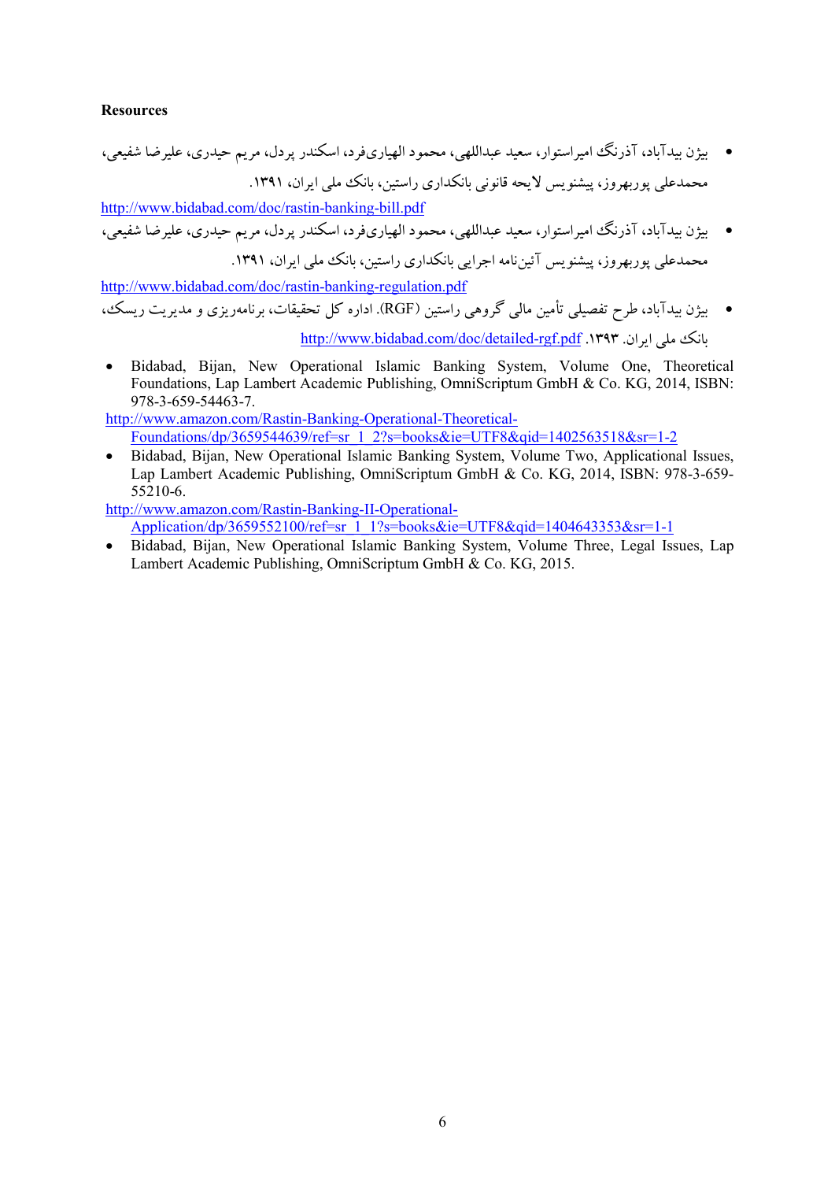**Resources**

- بیژن بیدآباد، آذرنگ امیراستوار، سعید عبداللهی، محمود الهیاری‌فرد، اسکندر پردل، مریم حیدری، علیرضا شفیعی، محمدعلی پوربهروز، پیشنویس لایحه قانونی بانکداری راستین، بانک ملی ایران، ۱۳۹۱.

http://www.bidabad.com/doc/rastin-banking-bill.pdf

- بیژن بیدآباد، آذرنگ امیراستوار، سعید عبداللهی، محمود الهیاری‌فرد، اسکندر پردل، مریم حیدری، علیرضا شفیعی، محمدعلی پوربهروز، پیشنویس آئین‌نامه اجرایی بانکداری راستین، بانک ملی ایران، ۱۳۹۱.

http://www.bidabad.com/doc/rastin-banking-regulation.pdf

- بیژن بیدآباد، طرح تفصیلی تأمین مالی گروهی راستین (RGF). اداره کل تحقیقات، برنامه‌ریزی و مدیریت ریسک، بانک ملی ایران. ۱۳۹۳. http://www.bidabad.com/doc/detailed-rgf.pdf

- Bidabad, Bijan, New Operational Islamic Banking System, Volume One, Theoretical Foundations, Lap Lambert Academic Publishing, OmniScriptum GmbH & Co. KG, 2014, ISBN: 978-3-659-54463-7.

http://www.amazon.com/Rastin-Banking-Operational-Theoretical-Foundations/dp/3659544639/ref=sr_1_2?s=books&ie=UTF8&qid=1402563518&sr=1-2

- Bidabad, Bijan, New Operational Islamic Banking System, Volume Two, Applicational Issues, Lap Lambert Academic Publishing, OmniScriptum GmbH & Co. KG, 2014, ISBN: 978-3-659-55210-6.

http://www.amazon.com/Rastin-Banking-II-Operational-Application/dp/3659552100/ref=sr_1_1?s=books&ie=UTF8&qid=1404643353&sr=1-1

- Bidabad, Bijan, New Operational Islamic Banking System, Volume Three, Legal Issues, Lap Lambert Academic Publishing, OmniScriptum GmbH & Co. KG, 2015.